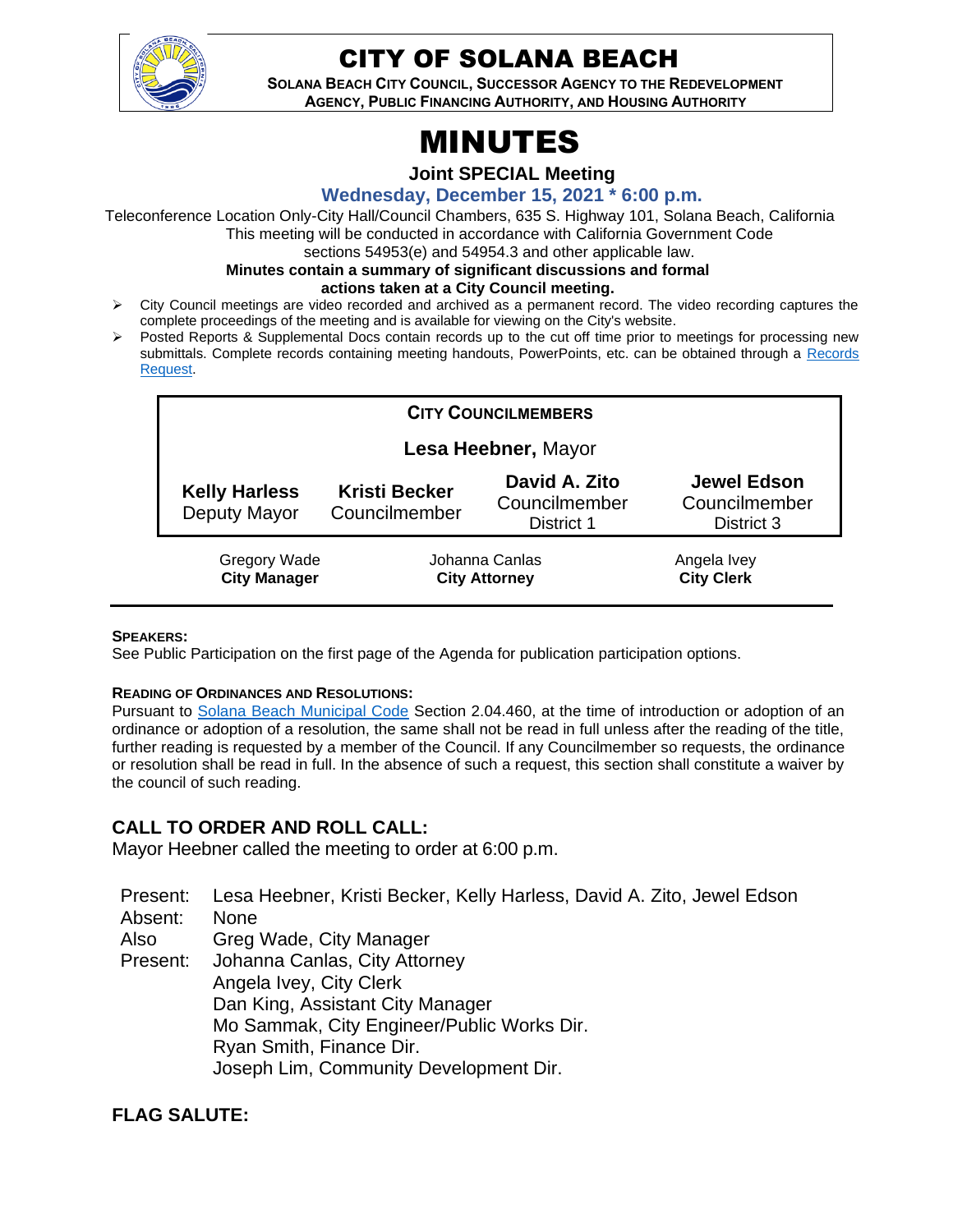# CITY OF SOLANA BEACH

**SOLANA BEACH CITY COUNCIL, SUCCESSOR AGENCY TO THE REDEVELOPMENT AGENCY, PUBLIC FINANCING AUTHORITY, AND HOUSING AUTHORITY**

# MINUTES

**Joint SPECIAL Meeting**

**Wednesday, December 15, 2021 * 6:00 p.m.**

Teleconference Location Only-City Hall/Council Chambers, 635 S. Highway 101, Solana Beach, California
This meeting will be conducted in accordance with California Government Code sections 54953(e) and 54954.3 and other applicable law.

**Minutes contain a summary of significant discussions and formal actions taken at a City Council meeting.**

- City Council meetings are video recorded and archived as a permanent record. The video recording captures the complete proceedings of the meeting and is available for viewing on the City's website.
- Posted Reports & Supplemental Docs contain records up to the cut off time prior to meetings for processing new submittals. Complete records containing meeting handouts, PowerPoints, etc. can be obtained through a Records Request.

| CITY COUNCILMEMBERS | | | |
|---|---|---|---|
| **Lesa Heebner,** Mayor | | | |
| **Kelly Harless** Deputy Mayor | **Kristi Becker** Councilmember | **David A. Zito** Councilmember District 1 | **Jewel Edson** Councilmember District 3 |

| Gregory Wade | Johanna Canlas | Angela Ivey |
|---|---|---|
| **City Manager** | **City Attorney** | **City Clerk** |

**SPEAKERS:**
See Public Participation on the first page of the Agenda for publication participation options.

**READING OF ORDINANCES AND RESOLUTIONS:**
Pursuant to Solana Beach Municipal Code Section 2.04.460, at the time of introduction or adoption of an ordinance or adoption of a resolution, the same shall not be read in full unless after the reading of the title, further reading is requested by a member of the Council. If any Councilmember so requests, the ordinance or resolution shall be read in full. In the absence of such a request, this section shall constitute a waiver by the council of such reading.

## CALL TO ORDER AND ROLL CALL:

Mayor Heebner called the meeting to order at 6:00 p.m.

Present: Lesa Heebner, Kristi Becker, Kelly Harless, David A. Zito, Jewel Edson
Absent: None
Also Present: Greg Wade, City Manager
Johanna Canlas, City Attorney
Angela Ivey, City Clerk
Dan King, Assistant City Manager
Mo Sammak, City Engineer/Public Works Dir.
Ryan Smith, Finance Dir.
Joseph Lim, Community Development Dir.

## FLAG SALUTE: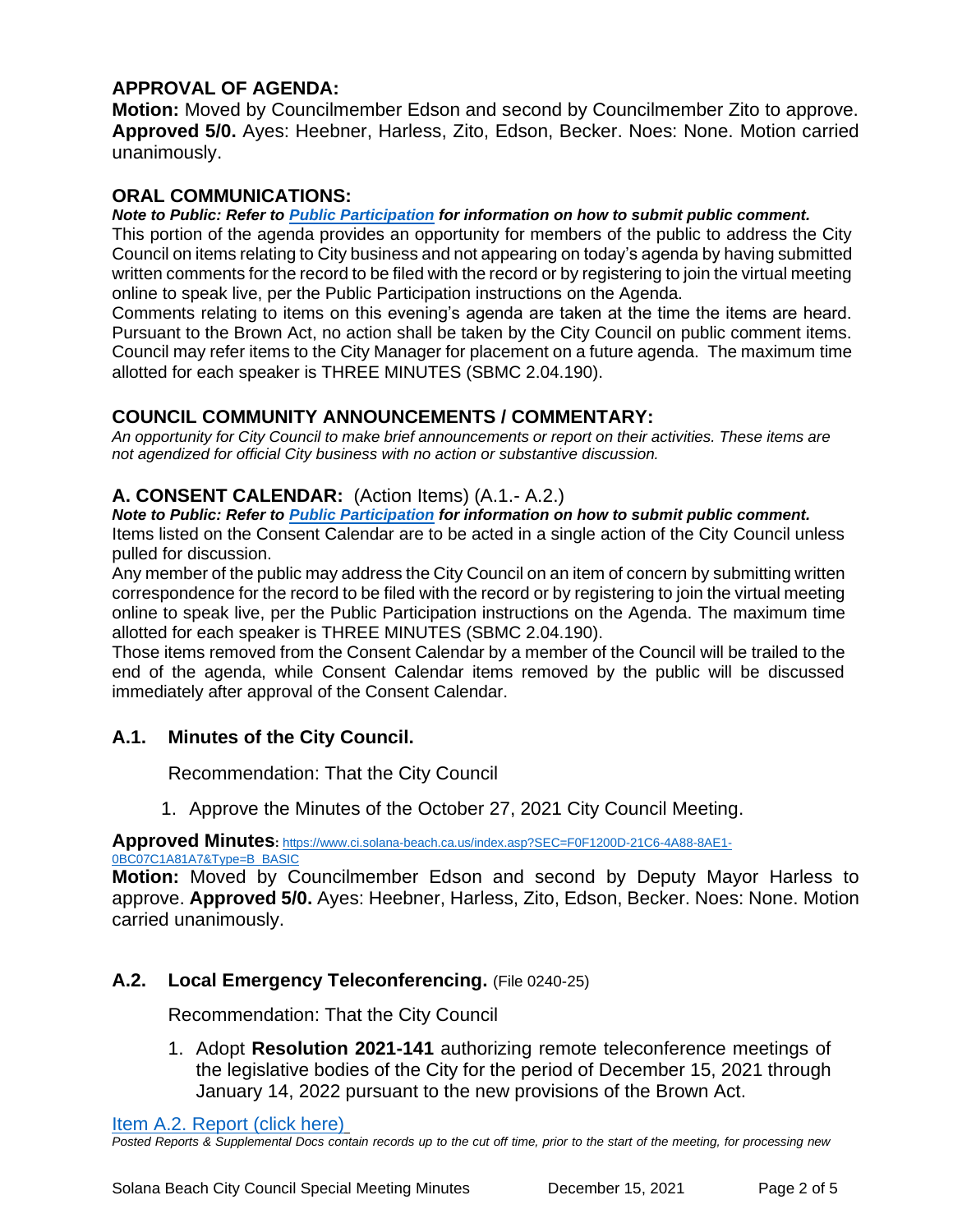## APPROVAL OF AGENDA:

**Motion:** Moved by Councilmember Edson and second by Councilmember Zito to approve. **Approved 5/0.** Ayes: Heebner, Harless, Zito, Edson, Becker. Noes: None. Motion carried unanimously.

## ORAL COMMUNICATIONS:

***Note to Public: Refer to Public Participation for information on how to submit public comment.***

This portion of the agenda provides an opportunity for members of the public to address the City Council on items relating to City business and not appearing on today's agenda by having submitted written comments for the record to be filed with the record or by registering to join the virtual meeting online to speak live, per the Public Participation instructions on the Agenda.

Comments relating to items on this evening's agenda are taken at the time the items are heard. Pursuant to the Brown Act, no action shall be taken by the City Council on public comment items. Council may refer items to the City Manager for placement on a future agenda. The maximum time allotted for each speaker is THREE MINUTES (SBMC 2.04.190).

## COUNCIL COMMUNITY ANNOUNCEMENTS / COMMENTARY:

*An opportunity for City Council to make brief announcements or report on their activities. These items are not agendized for official City business with no action or substantive discussion.*

## A. CONSENT CALENDAR: (Action Items) (A.1.- A.2.)

***Note to Public: Refer to Public Participation for information on how to submit public comment.***

Items listed on the Consent Calendar are to be acted in a single action of the City Council unless pulled for discussion.

Any member of the public may address the City Council on an item of concern by submitting written correspondence for the record to be filed with the record or by registering to join the virtual meeting online to speak live, per the Public Participation instructions on the Agenda. The maximum time allotted for each speaker is THREE MINUTES (SBMC 2.04.190).

Those items removed from the Consent Calendar by a member of the Council will be trailed to the end of the agenda, while Consent Calendar items removed by the public will be discussed immediately after approval of the Consent Calendar.

### A.1. Minutes of the City Council.

Recommendation: That the City Council

1. Approve the Minutes of the October 27, 2021 City Council Meeting.

**Approved Minutes:** https://www.ci.solana-beach.ca.us/index.asp?SEC=F0F1200D-21C6-4A88-8AE1-0BC07C1A81A7&Type=B_BASIC

**Motion:** Moved by Councilmember Edson and second by Deputy Mayor Harless to approve. **Approved 5/0.** Ayes: Heebner, Harless, Zito, Edson, Becker. Noes: None. Motion carried unanimously.

### A.2. Local Emergency Teleconferencing. (File 0240-25)

Recommendation: That the City Council

1. Adopt **Resolution 2021-141** authorizing remote teleconference meetings of the legislative bodies of the City for the period of December 15, 2021 through January 14, 2022 pursuant to the new provisions of the Brown Act.

Item A.2. Report (click here)

*Posted Reports & Supplemental Docs contain records up to the cut off time, prior to the start of the meeting, for processing new*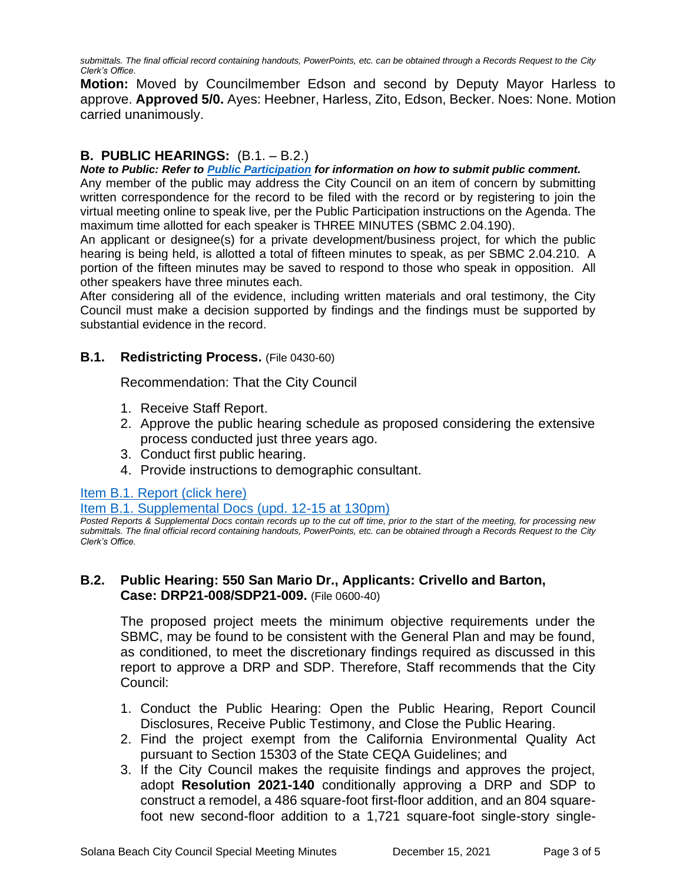*submittals. The final official record containing handouts, PowerPoints, etc. can be obtained through a Records Request to the City Clerk's Office.*

**Motion:** Moved by Councilmember Edson and second by Deputy Mayor Harless to approve. **Approved 5/0.** Ayes: Heebner, Harless, Zito, Edson, Becker. Noes: None. Motion carried unanimously.

## B. PUBLIC HEARINGS: (B.1. – B.2.)

***Note to Public: Refer to [Public Participation]() for information on how to submit public comment.***

Any member of the public may address the City Council on an item of concern by submitting written correspondence for the record to be filed with the record or by registering to join the virtual meeting online to speak live, per the Public Participation instructions on the Agenda. The maximum time allotted for each speaker is THREE MINUTES (SBMC 2.04.190).

An applicant or designee(s) for a private development/business project, for which the public hearing is being held, is allotted a total of fifteen minutes to speak, as per SBMC 2.04.210. A portion of the fifteen minutes may be saved to respond to those who speak in opposition. All other speakers have three minutes each.

After considering all of the evidence, including written materials and oral testimony, the City Council must make a decision supported by findings and the findings must be supported by substantial evidence in the record.

### B.1. Redistricting Process. (File 0430-60)

Recommendation: That the City Council

1. Receive Staff Report.
2. Approve the public hearing schedule as proposed considering the extensive process conducted just three years ago.
3. Conduct first public hearing.
4. Provide instructions to demographic consultant.

[Item B.1. Report (click here)]()

[Item B.1. Supplemental Docs (upd. 12-15 at 130pm)]()

*Posted Reports & Supplemental Docs contain records up to the cut off time, prior to the start of the meeting, for processing new submittals. The final official record containing handouts, PowerPoints, etc. can be obtained through a Records Request to the City Clerk's Office.*

### B.2. Public Hearing: 550 San Mario Dr., Applicants: Crivello and Barton, Case: DRP21-008/SDP21-009. (File 0600-40)

The proposed project meets the minimum objective requirements under the SBMC, may be found to be consistent with the General Plan and may be found, as conditioned, to meet the discretionary findings required as discussed in this report to approve a DRP and SDP. Therefore, Staff recommends that the City Council:

1. Conduct the Public Hearing: Open the Public Hearing, Report Council Disclosures, Receive Public Testimony, and Close the Public Hearing.
2. Find the project exempt from the California Environmental Quality Act pursuant to Section 15303 of the State CEQA Guidelines; and
3. If the City Council makes the requisite findings and approves the project, adopt **Resolution 2021-140** conditionally approving a DRP and SDP to construct a remodel, a 486 square-foot first-floor addition, and an 804 square-foot new second-floor addition to a 1,721 square-foot single-story single-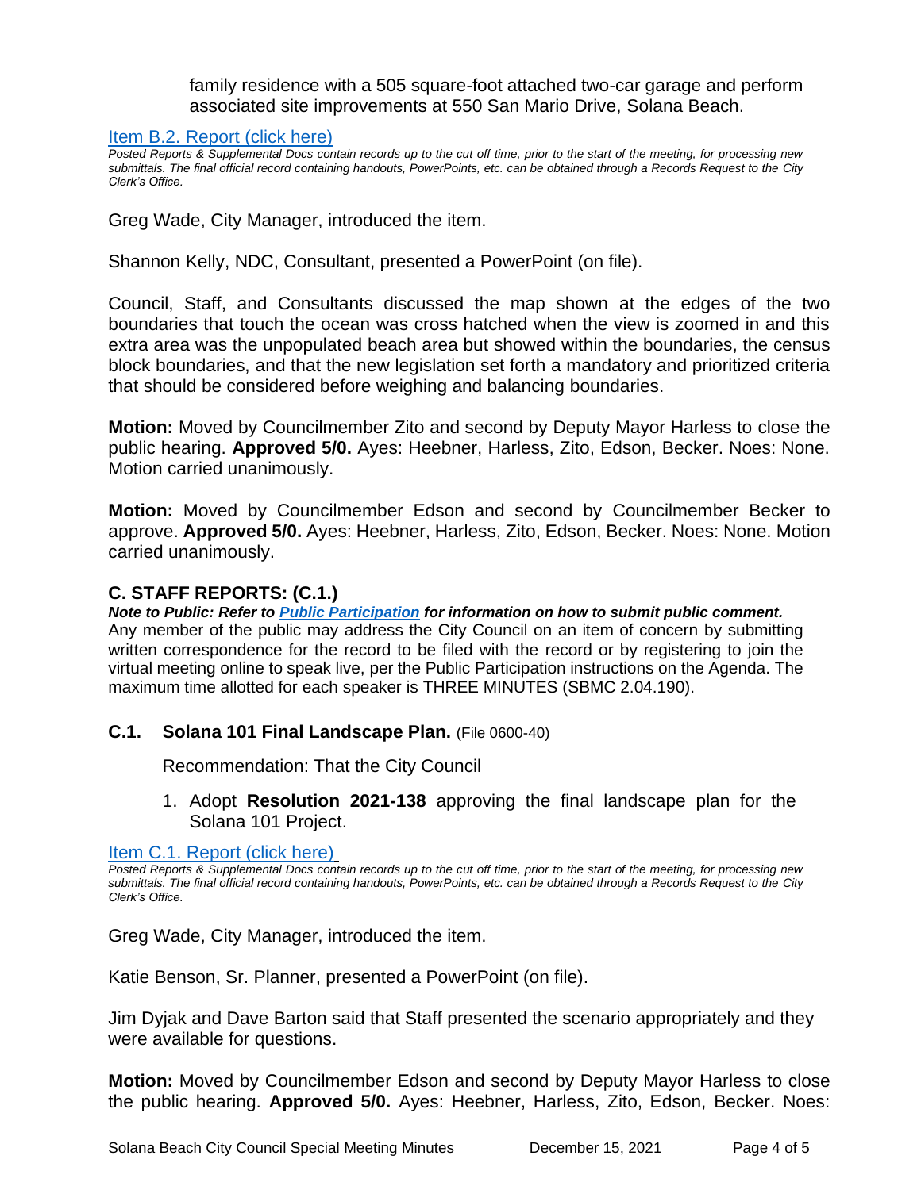family residence with a 505 square-foot attached two-car garage and perform associated site improvements at 550 San Mario Drive, Solana Beach.

[Item B.2. Report (click here)](#)

*Posted Reports & Supplemental Docs contain records up to the cut off time, prior to the start of the meeting, for processing new submittals. The final official record containing handouts, PowerPoints, etc. can be obtained through a Records Request to the City Clerk's Office.*

Greg Wade, City Manager, introduced the item.

Shannon Kelly, NDC, Consultant, presented a PowerPoint (on file).

Council, Staff, and Consultants discussed the map shown at the edges of the two boundaries that touch the ocean was cross hatched when the view is zoomed in and this extra area was the unpopulated beach area but showed within the boundaries, the census block boundaries, and that the new legislation set forth a mandatory and prioritized criteria that should be considered before weighing and balancing boundaries.

**Motion:** Moved by Councilmember Zito and second by Deputy Mayor Harless to close the public hearing. **Approved 5/0.** Ayes: Heebner, Harless, Zito, Edson, Becker. Noes: None. Motion carried unanimously.

**Motion:** Moved by Councilmember Edson and second by Councilmember Becker to approve. **Approved 5/0.** Ayes: Heebner, Harless, Zito, Edson, Becker. Noes: None. Motion carried unanimously.

## C. STAFF REPORTS: (C.1.)

***Note to Public: Refer to [Public Participation](#) for information on how to submit public comment.***
Any member of the public may address the City Council on an item of concern by submitting written correspondence for the record to be filed with the record or by registering to join the virtual meeting online to speak live, per the Public Participation instructions on the Agenda. The maximum time allotted for each speaker is THREE MINUTES (SBMC 2.04.190).

### C.1. Solana 101 Final Landscape Plan. (File 0600-40)

Recommendation: That the City Council

1. Adopt **Resolution 2021-138** approving the final landscape plan for the Solana 101 Project.

[Item C.1. Report (click here)](#)

*Posted Reports & Supplemental Docs contain records up to the cut off time, prior to the start of the meeting, for processing new submittals. The final official record containing handouts, PowerPoints, etc. can be obtained through a Records Request to the City Clerk's Office.*

Greg Wade, City Manager, introduced the item.

Katie Benson, Sr. Planner, presented a PowerPoint (on file).

Jim Dyjak and Dave Barton said that Staff presented the scenario appropriately and they were available for questions.

**Motion:** Moved by Councilmember Edson and second by Deputy Mayor Harless to close the public hearing. **Approved 5/0.** Ayes: Heebner, Harless, Zito, Edson, Becker. Noes: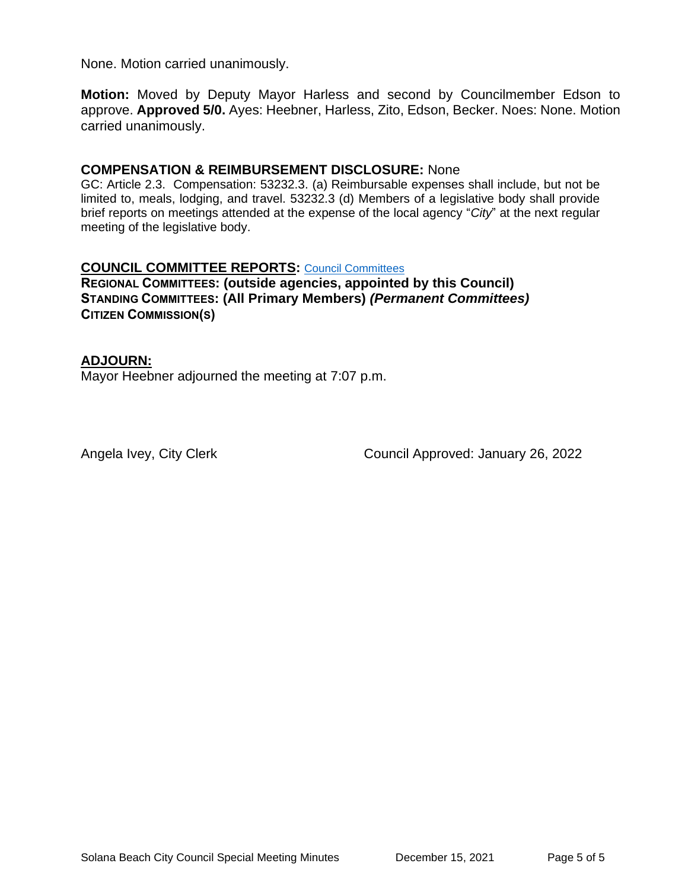None. Motion carried unanimously.

**Motion:** Moved by Deputy Mayor Harless and second by Councilmember Edson to approve. **Approved 5/0.** Ayes: Heebner, Harless, Zito, Edson, Becker. Noes: None. Motion carried unanimously.

## COMPENSATION & REIMBURSEMENT DISCLOSURE: None

GC: Article 2.3. Compensation: 53232.3. (a) Reimbursable expenses shall include, but not be limited to, meals, lodging, and travel. 53232.3 (d) Members of a legislative body shall provide brief reports on meetings attended at the expense of the local agency "*City*" at the next regular meeting of the legislative body.

## COUNCIL COMMITTEE REPORTS: Council Committees

**REGIONAL COMMITTEES: (outside agencies, appointed by this Council)**
**STANDING COMMITTEES: (All Primary Members) *(Permanent Committees)***
**CITIZEN COMMISSION(S)**

## ADJOURN:

Mayor Heebner adjourned the meeting at 7:07 p.m.

Angela Ivey, City Clerk  Council Approved: January 26, 2022